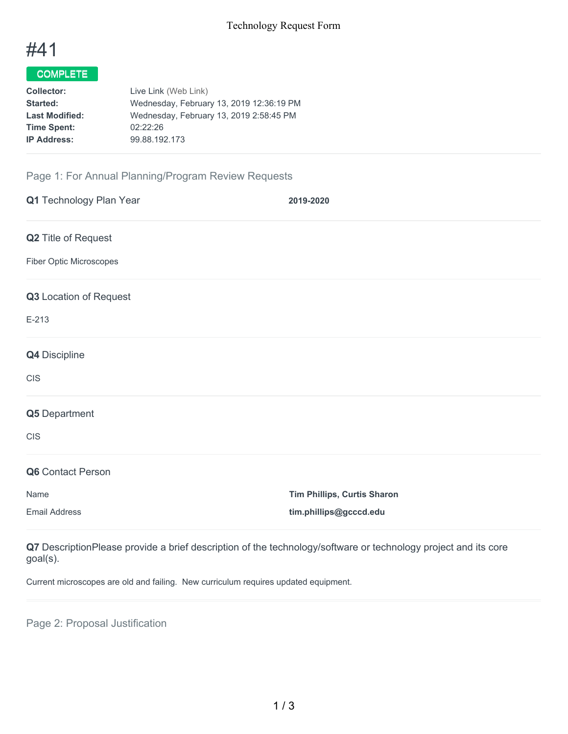# #41

**COMPLETE**

| | |
|---|---|
| **Collector:** | Live Link (Web Link) |
| **Started:** | Wednesday, February 13, 2019 12:36:19 PM |
| **Last Modified:** | Wednesday, February 13, 2019 2:58:45 PM |
| **Time Spent:** | 02:22:26 |
| **IP Address:** | 99.88.192.173 |

## Page 1: For Annual Planning/Program Review Requests

**Q1** Technology Plan Year

**2019-2020**

**Q2** Title of Request

Fiber Optic Microscopes

**Q3** Location of Request

E-213

**Q4** Discipline

CIS

**Q5** Department

CIS

**Q6** Contact Person

| | |
|---|---|
| Name | **Tim Phillips, Curtis Sharon** |
| Email Address | **tim.phillips@gcccd.edu** |

**Q7** DescriptionPlease provide a brief description of the technology/software or technology project and its core goal(s).

Current microscopes are old and failing. New curriculum requires updated equipment.

## Page 2: Proposal Justification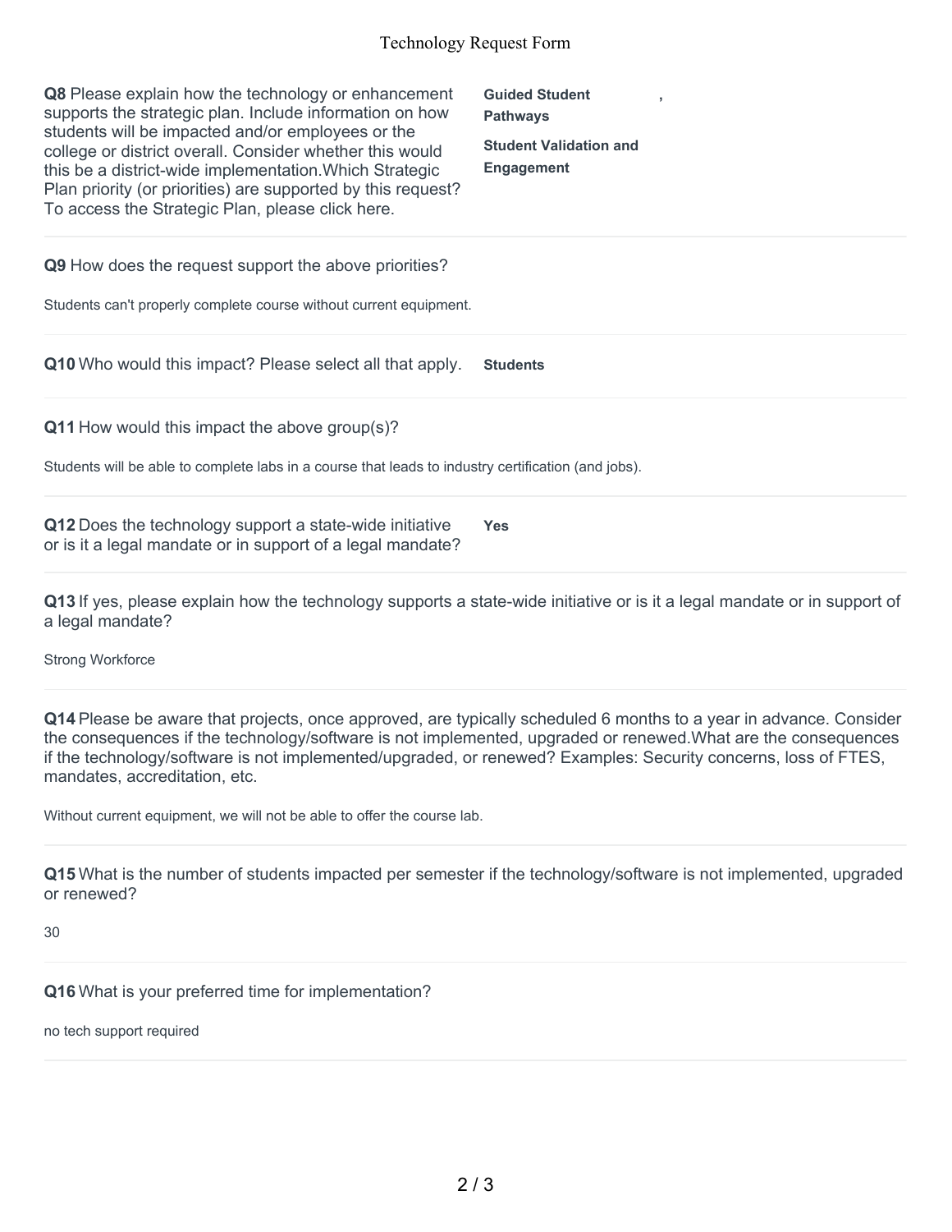**Q8** Please explain how the technology or enhancement supports the strategic plan. Include information on how students will be impacted and/or employees or the college or district overall. Consider whether this would this be a district-wide implementation.Which Strategic Plan priority (or priorities) are supported by this request? To access the Strategic Plan, please click here.

**Guided Student Pathways** ,

**Student Validation and Engagement**

---

**Q9** How does the request support the above priorities?

Students can't properly complete course without current equipment.

---

**Q10** Who would this impact? Please select all that apply.

**Students**

---

**Q11** How would this impact the above group(s)?

Students will be able to complete labs in a course that leads to industry certification (and jobs).

---

**Q12** Does the technology support a state-wide initiative or is it a legal mandate or in support of a legal mandate?

**Yes**

---

**Q13** If yes, please explain how the technology supports a state-wide initiative or is it a legal mandate or in support of a legal mandate?

Strong Workforce

---

**Q14** Please be aware that projects, once approved, are typically scheduled 6 months to a year in advance. Consider the consequences if the technology/software is not implemented, upgraded or renewed.What are the consequences if the technology/software is not implemented/upgraded, or renewed? Examples: Security concerns, loss of FTES, mandates, accreditation, etc.

Without current equipment, we will not be able to offer the course lab.

---

**Q15** What is the number of students impacted per semester if the technology/software is not implemented, upgraded or renewed?

30

---

**Q16** What is your preferred time for implementation?

no tech support required

---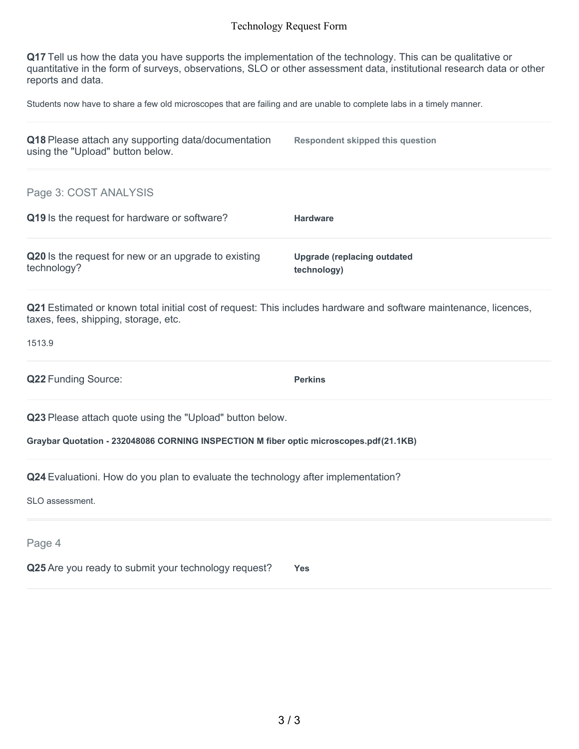**Q17** Tell us how the data you have supports the implementation of the technology. This can be qualitative or quantitative in the form of surveys, observations, SLO or other assessment data, institutional research data or other reports and data.

Students now have to share a few old microscopes that are failing and are unable to complete labs in a timely manner.

**Q18** Please attach any supporting data/documentation using the "Upload" button below.

**Respondent skipped this question**

## Page 3: COST ANALYSIS

**Q19** Is the request for hardware or software?

**Hardware**

**Q20** Is the request for new or an upgrade to existing technology?

**Upgrade (replacing outdated technology)**

**Q21** Estimated or known total initial cost of request: This includes hardware and software maintenance, licences, taxes, fees, shipping, storage, etc.

1513.9

**Q22** Funding Source:

**Perkins**

**Q23** Please attach quote using the "Upload" button below.

**Graybar Quotation - 232048086 CORNING INSPECTION M fiber optic microscopes.pdf(21.1KB)**

**Q24** Evaluationi. How do you plan to evaluate the technology after implementation?

SLO assessment.

## Page 4

**Q25** Are you ready to submit your technology request?

**Yes**